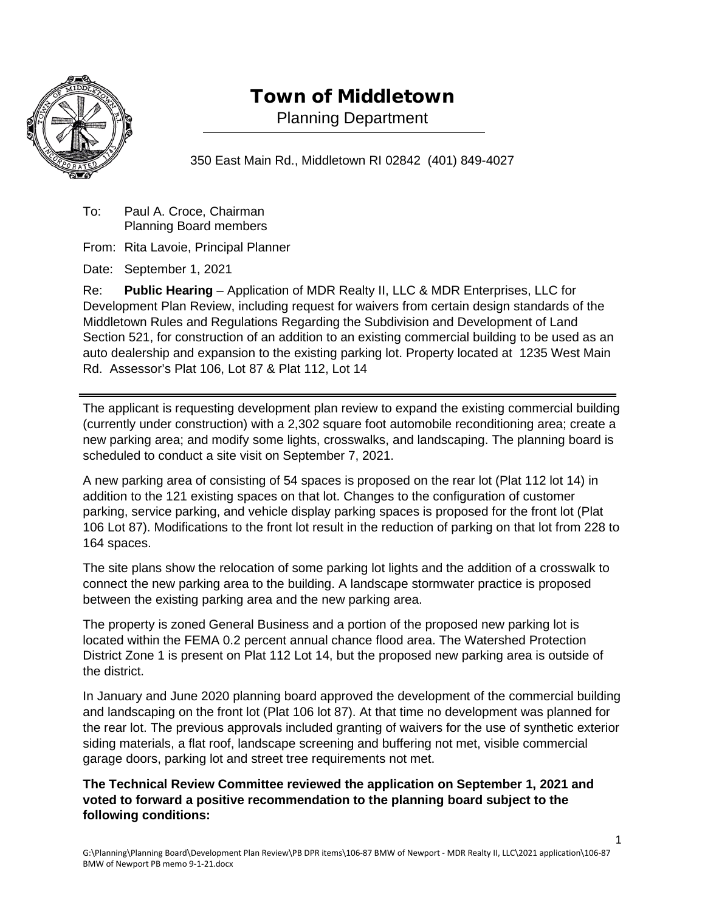# Town of Middletown

Planning Department

350 East Main Rd., Middletown RI 02842 (401) 849-4027

To: Paul A. Croce, Chairman
Planning Board members

From: Rita Lavoie, Principal Planner

Date: September 1, 2021

Re: **Public Hearing** – Application of MDR Realty II, LLC & MDR Enterprises, LLC for Development Plan Review, including request for waivers from certain design standards of the Middletown Rules and Regulations Regarding the Subdivision and Development of Land Section 521, for construction of an addition to an existing commercial building to be used as an auto dealership and expansion to the existing parking lot. Property located at 1235 West Main Rd. Assessor's Plat 106, Lot 87 & Plat 112, Lot 14

---

The applicant is requesting development plan review to expand the existing commercial building (currently under construction) with a 2,302 square foot automobile reconditioning area; create a new parking area; and modify some lights, crosswalks, and landscaping. The planning board is scheduled to conduct a site visit on September 7, 2021.

A new parking area of consisting of 54 spaces is proposed on the rear lot (Plat 112 lot 14) in addition to the 121 existing spaces on that lot. Changes to the configuration of customer parking, service parking, and vehicle display parking spaces is proposed for the front lot (Plat 106 Lot 87). Modifications to the front lot result in the reduction of parking on that lot from 228 to 164 spaces.

The site plans show the relocation of some parking lot lights and the addition of a crosswalk to connect the new parking area to the building. A landscape stormwater practice is proposed between the existing parking area and the new parking area.

The property is zoned General Business and a portion of the proposed new parking lot is located within the FEMA 0.2 percent annual chance flood area. The Watershed Protection District Zone 1 is present on Plat 112 Lot 14, but the proposed new parking area is outside of the district.

In January and June 2020 planning board approved the development of the commercial building and landscaping on the front lot (Plat 106 lot 87). At that time no development was planned for the rear lot. The previous approvals included granting of waivers for the use of synthetic exterior siding materials, a flat roof, landscape screening and buffering not met, visible commercial garage doors, parking lot and street tree requirements not met.

**The Technical Review Committee reviewed the application on September 1, 2021 and voted to forward a positive recommendation to the planning board subject to the following conditions:**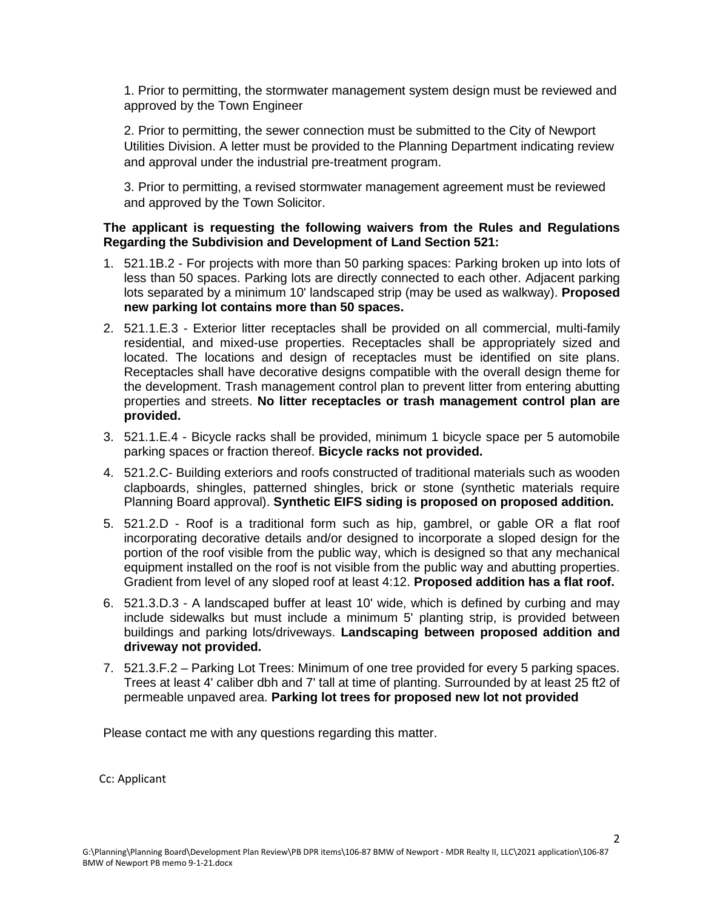1. Prior to permitting, the stormwater management system design must be reviewed and approved by the Town Engineer

2. Prior to permitting, the sewer connection must be submitted to the City of Newport Utilities Division. A letter must be provided to the Planning Department indicating review and approval under the industrial pre-treatment program.

3. Prior to permitting, a revised stormwater management agreement must be reviewed and approved by the Town Solicitor.

**The applicant is requesting the following waivers from the Rules and Regulations Regarding the Subdivision and Development of Land Section 521:**

1. 521.1B.2 - For projects with more than 50 parking spaces: Parking broken up into lots of less than 50 spaces. Parking lots are directly connected to each other. Adjacent parking lots separated by a minimum 10' landscaped strip (may be used as walkway). **Proposed new parking lot contains more than 50 spaces.**
2. 521.1.E.3 - Exterior litter receptacles shall be provided on all commercial, multi-family residential, and mixed-use properties. Receptacles shall be appropriately sized and located. The locations and design of receptacles must be identified on site plans. Receptacles shall have decorative designs compatible with the overall design theme for the development. Trash management control plan to prevent litter from entering abutting properties and streets. **No litter receptacles or trash management control plan are provided.**
3. 521.1.E.4 - Bicycle racks shall be provided, minimum 1 bicycle space per 5 automobile parking spaces or fraction thereof. **Bicycle racks not provided.**
4. 521.2.C- Building exteriors and roofs constructed of traditional materials such as wooden clapboards, shingles, patterned shingles, brick or stone (synthetic materials require Planning Board approval). **Synthetic EIFS siding is proposed on proposed addition.**
5. 521.2.D - Roof is a traditional form such as hip, gambrel, or gable OR a flat roof incorporating decorative details and/or designed to incorporate a sloped design for the portion of the roof visible from the public way, which is designed so that any mechanical equipment installed on the roof is not visible from the public way and abutting properties. Gradient from level of any sloped roof at least 4:12. **Proposed addition has a flat roof.**
6. 521.3.D.3 - A landscaped buffer at least 10' wide, which is defined by curbing and may include sidewalks but must include a minimum 5' planting strip, is provided between buildings and parking lots/driveways. **Landscaping between proposed addition and driveway not provided.**
7. 521.3.F.2 – Parking Lot Trees: Minimum of one tree provided for every 5 parking spaces. Trees at least 4' caliber dbh and 7' tall at time of planting. Surrounded by at least 25 ft2 of permeable unpaved area. **Parking lot trees for proposed new lot not provided**

Please contact me with any questions regarding this matter.

Cc: Applicant

G:\Planning\Planning Board\Development Plan Review\PB DPR items\106-87 BMW of Newport - MDR Realty II, LLC\2021 application\106-87 BMW of Newport PB memo 9-1-21.docx